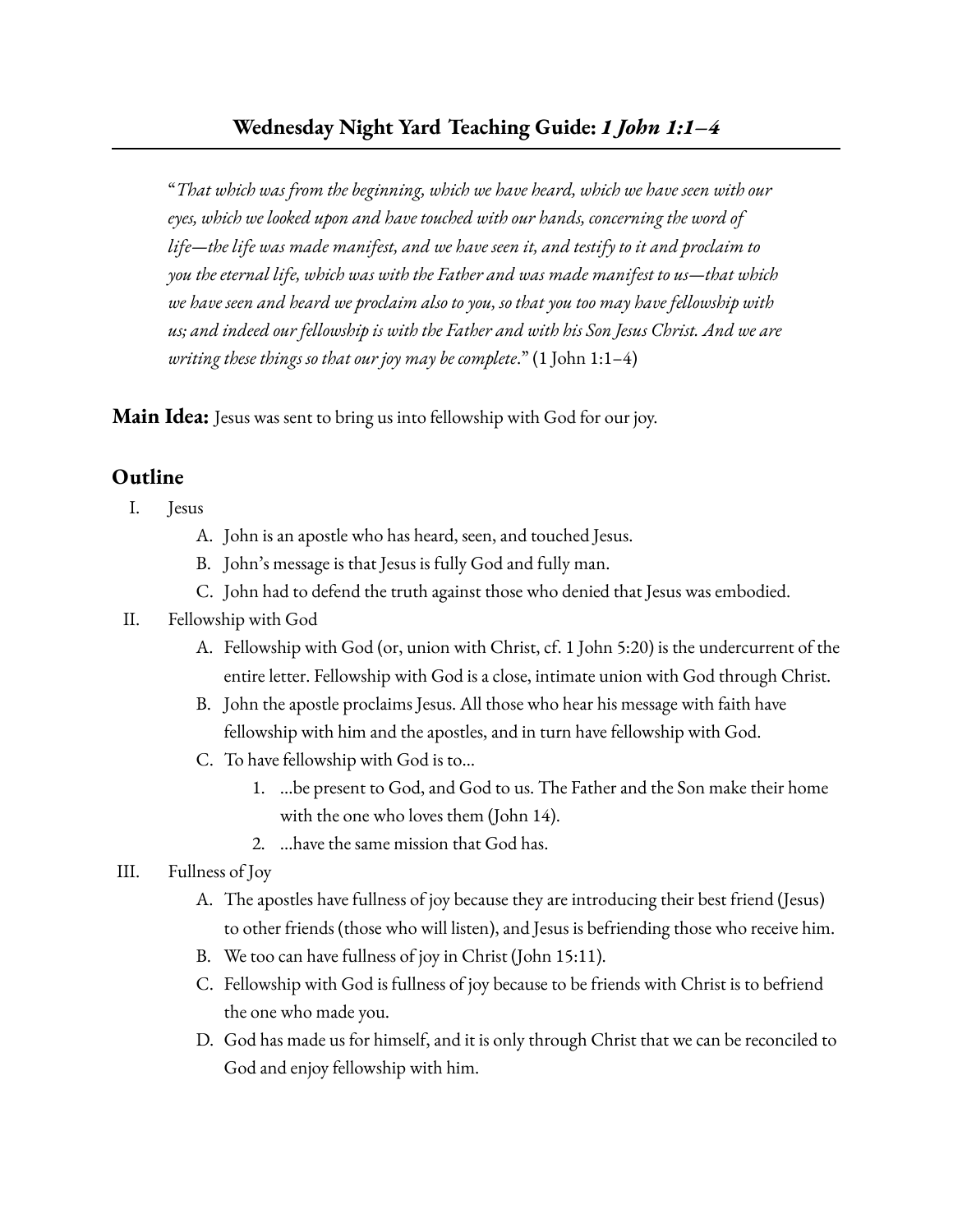# Wednesday Night Yard Teaching Guide: ***1 John 1:1–4***

"*That which was from the beginning, which we have heard, which we have seen with our eyes, which we looked upon and have touched with our hands, concerning the word of life—the life was made manifest, and we have seen it, and testify to it and proclaim to you the eternal life, which was with the Father and was made manifest to us—that which we have seen and heard we proclaim also to you, so that you too may have fellowship with us; and indeed our fellowship is with the Father and with his Son Jesus Christ. And we are writing these things so that our joy may be complete*." (1 John 1:1–4)

**Main Idea:** Jesus was sent to bring us into fellowship with God for our joy.

## Outline

I. Jesus
   - A. John is an apostle who has heard, seen, and touched Jesus.
   - B. John's message is that Jesus is fully God and fully man.
   - C. John had to defend the truth against those who denied that Jesus was embodied.

II. Fellowship with God
   - A. Fellowship with God (or, union with Christ, cf. 1 John 5:20) is the undercurrent of the entire letter. Fellowship with God is a close, intimate union with God through Christ.
   - B. John the apostle proclaims Jesus. All those who hear his message with faith have fellowship with him and the apostles, and in turn have fellowship with God.
   - C. To have fellowship with God is to…
     1. …be present to God, and God to us. The Father and the Son make their home with the one who loves them (John 14).
     2. …have the same mission that God has.

III. Fullness of Joy
   - A. The apostles have fullness of joy because they are introducing their best friend (Jesus) to other friends (those who will listen), and Jesus is befriending those who receive him.
   - B. We too can have fullness of joy in Christ (John 15:11).
   - C. Fellowship with God is fullness of joy because to be friends with Christ is to befriend the one who made you.
   - D. God has made us for himself, and it is only through Christ that we can be reconciled to God and enjoy fellowship with him.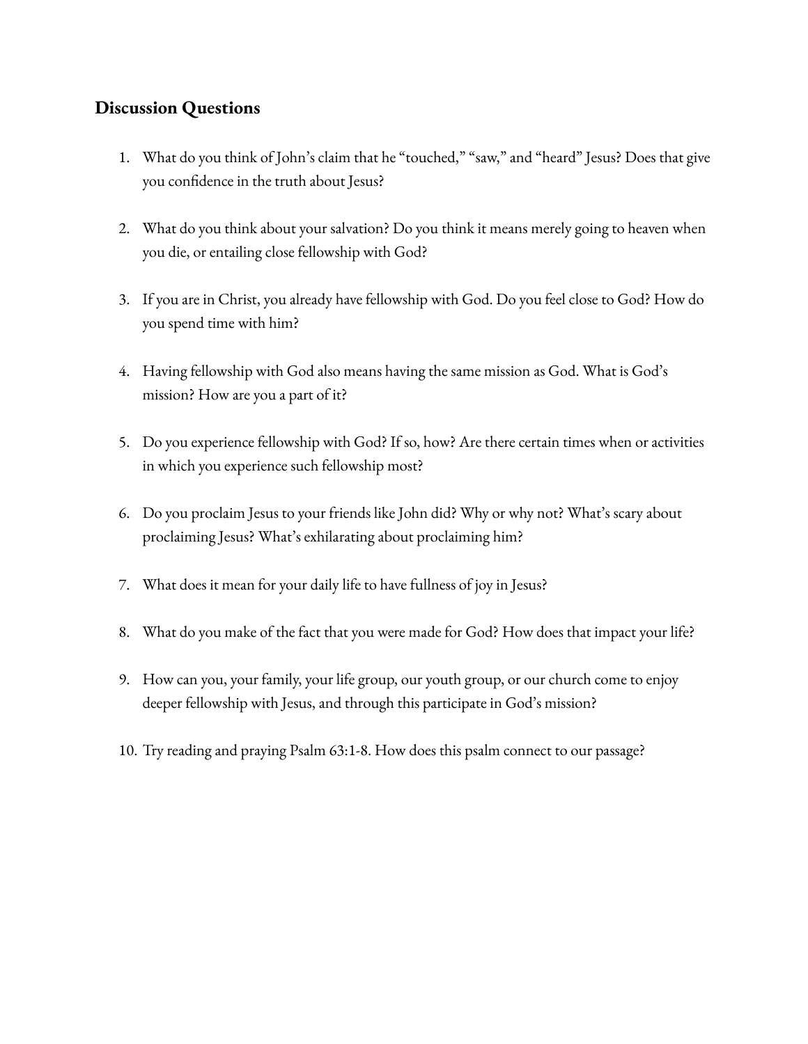## Discussion Questions

1. What do you think of John's claim that he "touched," "saw," and "heard" Jesus? Does that give you confidence in the truth about Jesus?
2. What do you think about your salvation? Do you think it means merely going to heaven when you die, or entailing close fellowship with God?
3. If you are in Christ, you already have fellowship with God. Do you feel close to God? How do you spend time with him?
4. Having fellowship with God also means having the same mission as God. What is God's mission? How are you a part of it?
5. Do you experience fellowship with God? If so, how? Are there certain times when or activities in which you experience such fellowship most?
6. Do you proclaim Jesus to your friends like John did? Why or why not? What's scary about proclaiming Jesus? What's exhilarating about proclaiming him?
7. What does it mean for your daily life to have fullness of joy in Jesus?
8. What do you make of the fact that you were made for God? How does that impact your life?
9. How can you, your family, your life group, our youth group, or our church come to enjoy deeper fellowship with Jesus, and through this participate in God's mission?
10. Try reading and praying Psalm 63:1-8. How does this psalm connect to our passage?